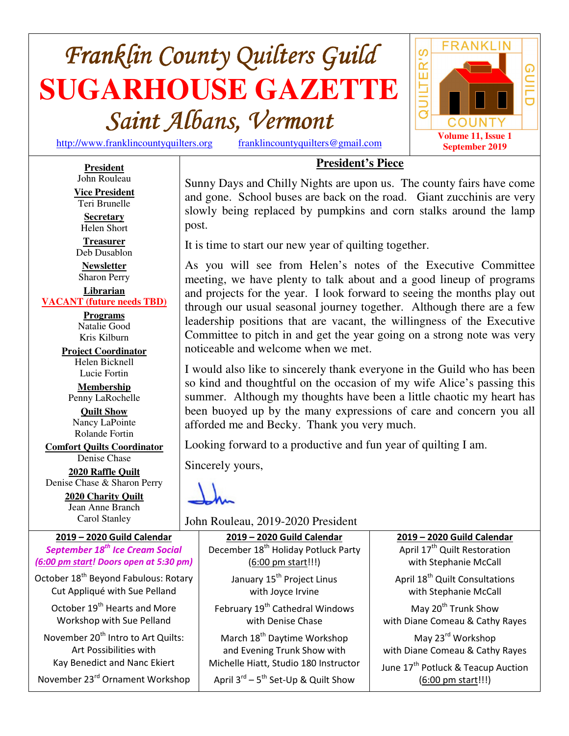# Franklin County Quilters Guild

# SUGARHOUSE GAZETTE

## Saint Albans, Vermont

http://www.franklincountyquilters.org franklincountyquilters@gmail.com

FRANKLIN COUNTY QUILTER'S GUILD

**Volume 11, Issue 1**
**September 2019**

**President**
John Rouleau

**Vice President**
Teri Brunelle

**Secretary**
Helen Short

**Treasurer**
Deb Dusablon

**Newsletter**
Sharon Perry

**Librarian**
**VACANT (future needs TBD)**

**Programs**
Natalie Good
Kris Kilburn

**Project Coordinator**
Helen Bicknell
Lucie Fortin

**Membership**
Penny LaRochelle

**Quilt Show**
Nancy LaPointe
Rolande Fortin

**Comfort Quilts Coordinator**
Denise Chase

**2020 Raffle Quilt**
Denise Chase & Sharon Perry

**2020 Charity Quilt**
Jean Anne Branch
Carol Stanley

## President's Piece

Sunny Days and Chilly Nights are upon us. The county fairs have come and gone. School buses are back on the road. Giant zucchinis are very slowly being replaced by pumpkins and corn stalks around the lamp post.

It is time to start our new year of quilting together.

As you will see from Helen's notes of the Executive Committee meeting, we have plenty to talk about and a good lineup of programs and projects for the year. I look forward to seeing the months play out through our usual seasonal journey together. Although there are a few leadership positions that are vacant, the willingness of the Executive Committee to pitch in and get the year going on a strong note was very noticeable and welcome when we met.

I would also like to sincerely thank everyone in the Guild who has been so kind and thoughtful on the occasion of my wife Alice's passing this summer. Although my thoughts have been a little chaotic my heart has been buoyed up by the many expressions of care and concern you all afforded me and Becky. Thank you very much.

Looking forward to a productive and fun year of quilting I am.

Sincerely yours,

John

John Rouleau, 2019-2020 President

## 2019 – 2020 Guild Calendar

***September 18th Ice Cream Social***
***(6:00 pm start! Doors open at 5:30 pm)***

October 18th Beyond Fabulous: Rotary Cut Appliqué with Sue Pelland

October 19th Hearts and More Workshop with Sue Pelland

November 20th Intro to Art Quilts: Art Possibilities with Kay Benedict and Nanc Ekiert

November 23rd Ornament Workshop

December 18th Holiday Potluck Party (6:00 pm start!!!)

January 15th Project Linus with Joyce Irvine

February 19th Cathedral Windows with Denise Chase

March 18th Daytime Workshop and Evening Trunk Show with Michelle Hiatt, Studio 180 Instructor

April 3rd – 5th Set-Up & Quilt Show

April 17th Quilt Restoration with Stephanie McCall

April 18th Quilt Consultations with Stephanie McCall

May 20th Trunk Show with Diane Comeau & Cathy Rayes

May 23rd Workshop with Diane Comeau & Cathy Rayes

June 17th Potluck & Teacup Auction (6:00 pm start!!!)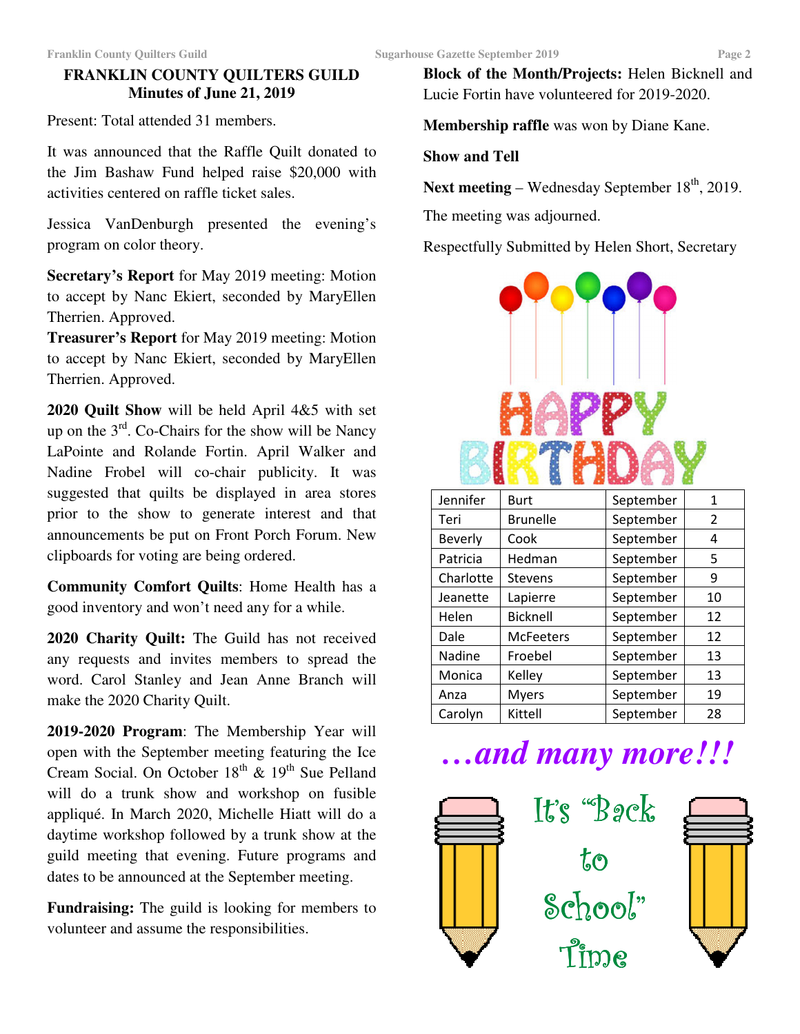# FRANKLIN COUNTY QUILTERS GUILD
## Minutes of June 21, 2019

Present: Total attended 31 members.

It was announced that the Raffle Quilt donated to the Jim Bashaw Fund helped raise $20,000 with activities centered on raffle ticket sales.

Jessica VanDenburgh presented the evening's program on color theory.

**Secretary's Report** for May 2019 meeting: Motion to accept by Nanc Ekiert, seconded by MaryEllen Therrien. Approved.
**Treasurer's Report** for May 2019 meeting: Motion to accept by Nanc Ekiert, seconded by MaryEllen Therrien. Approved.

**2020 Quilt Show** will be held April 4&5 with set up on the 3rd. Co-Chairs for the show will be Nancy LaPointe and Rolande Fortin. April Walker and Nadine Frobel will co-chair publicity. It was suggested that quilts be displayed in area stores prior to the show to generate interest and that announcements be put on Front Porch Forum. New clipboards for voting are being ordered.

**Community Comfort Quilts**: Home Health has a good inventory and won't need any for a while.

**2020 Charity Quilt:** The Guild has not received any requests and invites members to spread the word. Carol Stanley and Jean Anne Branch will make the 2020 Charity Quilt.

**2019-2020 Program**: The Membership Year will open with the September meeting featuring the Ice Cream Social. On October 18th & 19th Sue Pelland will do a trunk show and workshop on fusible appliqué. In March 2020, Michelle Hiatt will do a daytime workshop followed by a trunk show at the guild meeting that evening. Future programs and dates to be announced at the September meeting.

**Fundraising:** The guild is looking for members to volunteer and assume the responsibilities.

**Block of the Month/Projects:** Helen Bicknell and Lucie Fortin have volunteered for 2019-2020.

**Membership raffle** was won by Diane Kane.

**Show and Tell**

**Next meeting** – Wednesday September 18th, 2019.

The meeting was adjourned.

Respectfully Submitted by Helen Short, Secretary

HAPPY BIRTHDAY

| Jennifer | Burt | September | 1 |
|---|---|---|---|
| Teri | Brunelle | September | 2 |
| Beverly | Cook | September | 4 |
| Patricia | Hedman | September | 5 |
| Charlotte | Stevens | September | 9 |
| Jeanette | Lapierre | September | 10 |
| Helen | Bicknell | September | 12 |
| Dale | McFeeters | September | 12 |
| Nadine | Froebel | September | 13 |
| Monica | Kelley | September | 13 |
| Anza | Myers | September | 19 |
| Carolyn | Kittell | September | 28 |

***…and many more!!!***

It's "Back to School" Time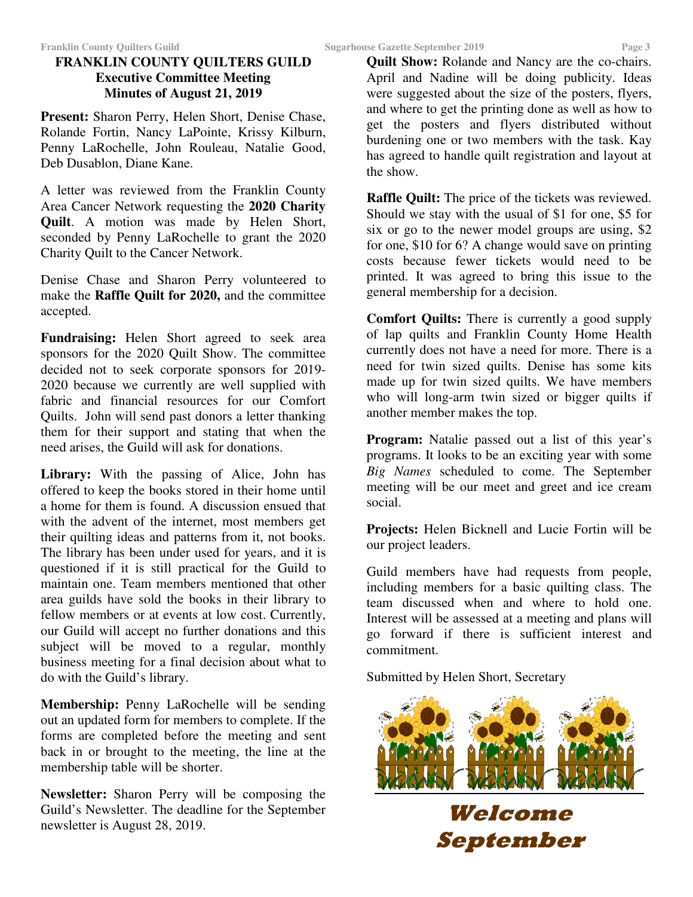# FRANKLIN COUNTY QUILTERS GUILD
## Executive Committee Meeting
## Minutes of August 21, 2019

**Present:** Sharon Perry, Helen Short, Denise Chase, Rolande Fortin, Nancy LaPointe, Krissy Kilburn, Penny LaRochelle, John Rouleau, Natalie Good, Deb Dusablon, Diane Kane.

A letter was reviewed from the Franklin County Area Cancer Network requesting the **2020 Charity Quilt**. A motion was made by Helen Short, seconded by Penny LaRochelle to grant the 2020 Charity Quilt to the Cancer Network.

Denise Chase and Sharon Perry volunteered to make the **Raffle Quilt for 2020,** and the committee accepted.

**Fundraising:** Helen Short agreed to seek area sponsors for the 2020 Quilt Show. The committee decided not to seek corporate sponsors for 2019-2020 because we currently are well supplied with fabric and financial resources for our Comfort Quilts. John will send past donors a letter thanking them for their support and stating that when the need arises, the Guild will ask for donations.

**Library:** With the passing of Alice, John has offered to keep the books stored in their home until a home for them is found. A discussion ensued that with the advent of the internet, most members get their quilting ideas and patterns from it, not books. The library has been under used for years, and it is questioned if it is still practical for the Guild to maintain one. Team members mentioned that other area guilds have sold the books in their library to fellow members or at events at low cost. Currently, our Guild will accept no further donations and this subject will be moved to a regular, monthly business meeting for a final decision about what to do with the Guild's library.

**Membership:** Penny LaRochelle will be sending out an updated form for members to complete. If the forms are completed before the meeting and sent back in or brought to the meeting, the line at the membership table will be shorter.

**Newsletter:** Sharon Perry will be composing the Guild's Newsletter. The deadline for the September newsletter is August 28, 2019.

**Quilt Show:** Rolande and Nancy are the co-chairs. April and Nadine will be doing publicity. Ideas were suggested about the size of the posters, flyers, and where to get the printing done as well as how to get the posters and flyers distributed without burdening one or two members with the task. Kay has agreed to handle quilt registration and layout at the show.

**Raffle Quilt:** The price of the tickets was reviewed. Should we stay with the usual of $1 for one, $5 for six or go to the newer model groups are using, $2 for one, $10 for 6? A change would save on printing costs because fewer tickets would need to be printed. It was agreed to bring this issue to the general membership for a decision.

**Comfort Quilts:** There is currently a good supply of lap quilts and Franklin County Home Health currently does not have a need for more. There is a need for twin sized quilts. Denise has some kits made up for twin sized quilts. We have members who will long-arm twin sized or bigger quilts if another member makes the top.

**Program:** Natalie passed out a list of this year's programs. It looks to be an exciting year with some *Big Names* scheduled to come. The September meeting will be our meet and greet and ice cream social.

**Projects:** Helen Bicknell and Lucie Fortin will be our project leaders.

Guild members have had requests from people, including members for a basic quilting class. The team discussed when and where to hold one. Interest will be assessed at a meeting and plans will go forward if there is sufficient interest and commitment.

Submitted by Helen Short, Secretary

**Welcome September**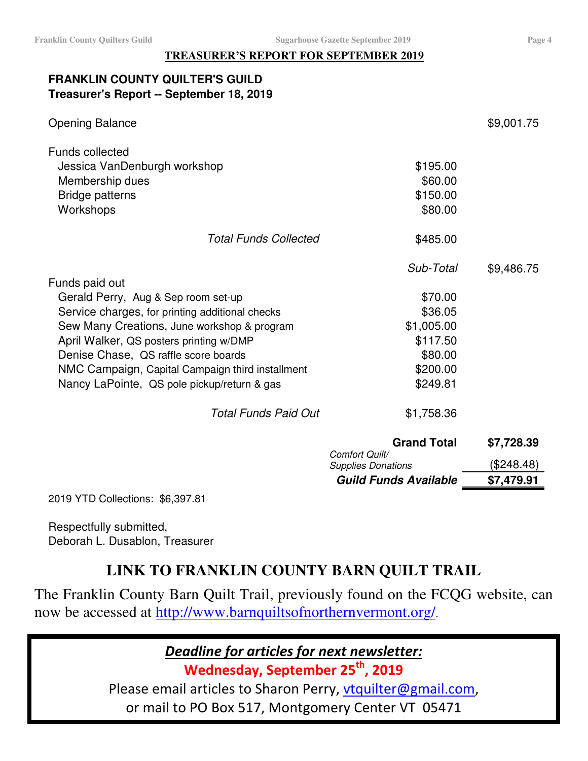## TREASURER'S REPORT FOR SEPTEMBER 2019

**FRANKLIN COUNTY QUILTER'S GUILD**
**Treasurer's Report -- September 18, 2019**

| | | |
|---|---|---|
| Opening Balance | | $9,001.75 |
| Funds collected | | |
| Jessica VanDenburgh workshop | $195.00 | |
| Membership dues | $60.00 | |
| Bridge patterns | $150.00 | |
| Workshops | $80.00 | |
| *Total Funds Collected* | $485.00 | |
| | *Sub-Total* | $9,486.75 |
| Funds paid out | | |
| Gerald Perry, Aug & Sep room set-up | $70.00 | |
| Service charges, for printing additional checks | $36.05 | |
| Sew Many Creations, June workshop & program | $1,005.00 | |
| April Walker, QS posters printing w/DMP | $117.50 | |
| Denise Chase, QS raffle score boards | $80.00 | |
| NMC Campaign, Capital Campaign third installment | $200.00 | |
| Nancy LaPointe, QS pole pickup/return & gas | $249.81 | |
| *Total Funds Paid Out* | $1,758.36 | |
| | **Grand Total** | **$7,728.39** |
| | *Comfort Quilt/ Supplies Donations* | ($248.48) |
| | ***Guild Funds Available*** | **$7,479.91** |

2019 YTD Collections: $6,397.81

Respectfully submitted,
Deborah L. Dusablon, Treasurer

## LINK TO FRANKLIN COUNTY BARN QUILT TRAIL

The Franklin County Barn Quilt Trail, previously found on the FCQG website, can now be accessed at http://www.barnquiltsofnorthernvermont.org/.

***Deadline for articles for next newsletter:***

**Wednesday, September 25th, 2019**

Please email articles to Sharon Perry, vtquilter@gmail.com, or mail to PO Box 517, Montgomery Center VT 05471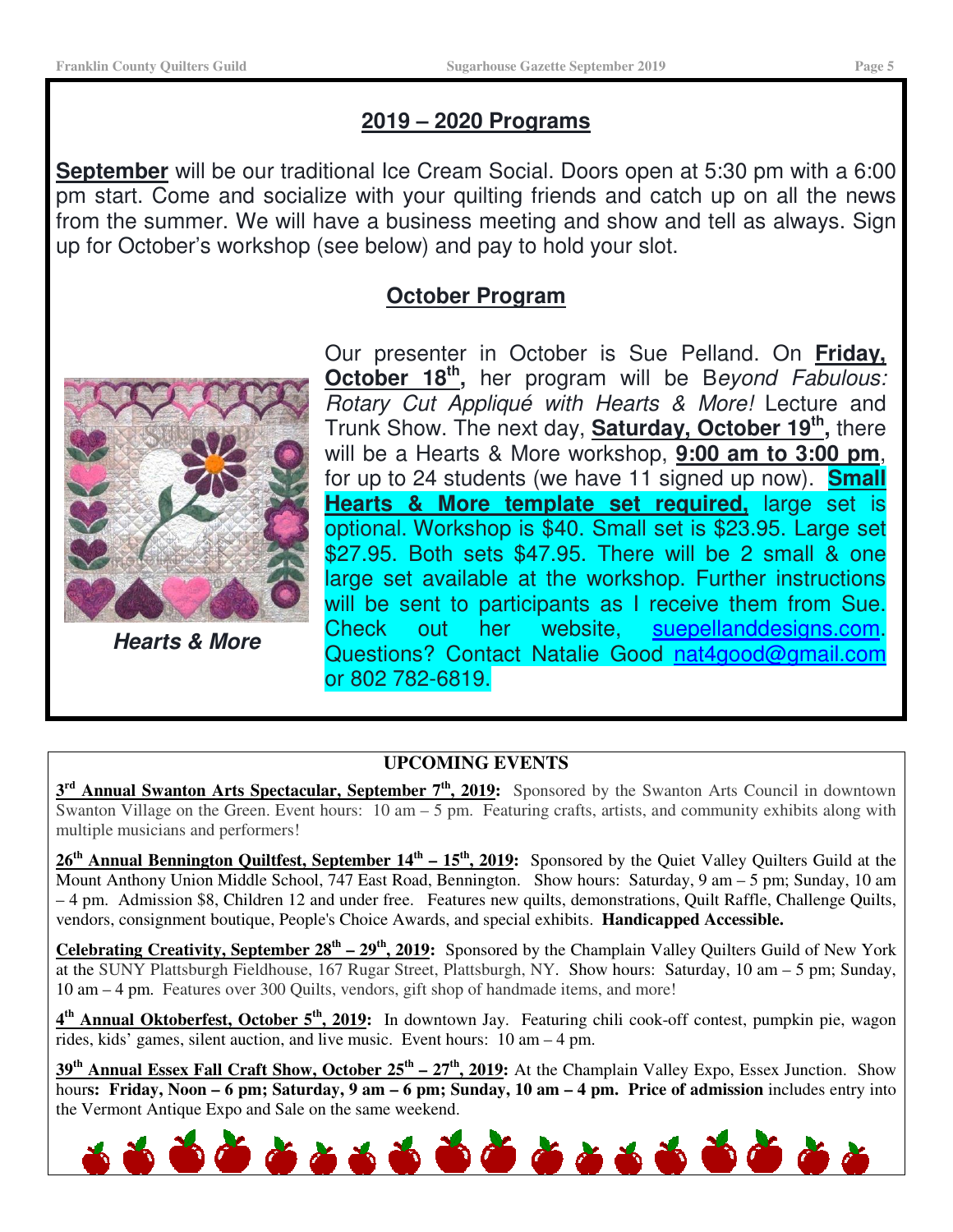## 2019 – 2020 Programs

**September** will be our traditional Ice Cream Social. Doors open at 5:30 pm with a 6:00 pm start. Come and socialize with your quilting friends and catch up on all the news from the summer. We will have a business meeting and show and tell as always. Sign up for October's workshop (see below) and pay to hold your slot.

## October Program

***Hearts & More***

Our presenter in October is Sue Pelland. On **Friday, October 18th,** her program will be B*eyond Fabulous: Rotary Cut Appliqué with Hearts & More!* Lecture and Trunk Show. The next day, **Saturday, October 19th,** there will be a Hearts & More workshop, **9:00 am to 3:00 pm**, for up to 24 students (we have 11 signed up now). **Small Hearts & More template set required,** large set is optional. Workshop is $40. Small set is $23.95. Large set $27.95. Both sets $47.95. There will be 2 small & one large set available at the workshop. Further instructions will be sent to participants as I receive them from Sue. Check out her website, suepellanddesigns.com. Questions? Contact Natalie Good nat4good@gmail.com or 802 782-6819.

### UPCOMING EVENTS

**3rd Annual Swanton Arts Spectacular, September 7th, 2019:** Sponsored by the Swanton Arts Council in downtown Swanton Village on the Green. Event hours: 10 am – 5 pm. Featuring crafts, artists, and community exhibits along with multiple musicians and performers!

**26th Annual Bennington Quiltfest, September 14th – 15th, 2019:** Sponsored by the Quiet Valley Quilters Guild at the Mount Anthony Union Middle School, 747 East Road, Bennington. Show hours: Saturday, 9 am – 5 pm; Sunday, 10 am – 4 pm. Admission $8, Children 12 and under free. Features new quilts, demonstrations, Quilt Raffle, Challenge Quilts, vendors, consignment boutique, People's Choice Awards, and special exhibits. **Handicapped Accessible.**

**Celebrating Creativity, September 28th – 29th, 2019:** Sponsored by the Champlain Valley Quilters Guild of New York at the SUNY Plattsburgh Fieldhouse, 167 Rugar Street, Plattsburgh, NY. Show hours: Saturday, 10 am – 5 pm; Sunday, 10 am – 4 pm. Features over 300 Quilts, vendors, gift shop of handmade items, and more!

**4th Annual Oktoberfest, October 5th, 2019:** In downtown Jay. Featuring chili cook-off contest, pumpkin pie, wagon rides, kids' games, silent auction, and live music. Event hours: 10 am – 4 pm.

**39th Annual Essex Fall Craft Show, October 25th – 27th, 2019:** At the Champlain Valley Expo, Essex Junction. Show hour**s: Friday, Noon – 6 pm; Saturday, 9 am – 6 pm; Sunday, 10 am – 4 pm. Price of admission** includes entry into the Vermont Antique Expo and Sale on the same weekend.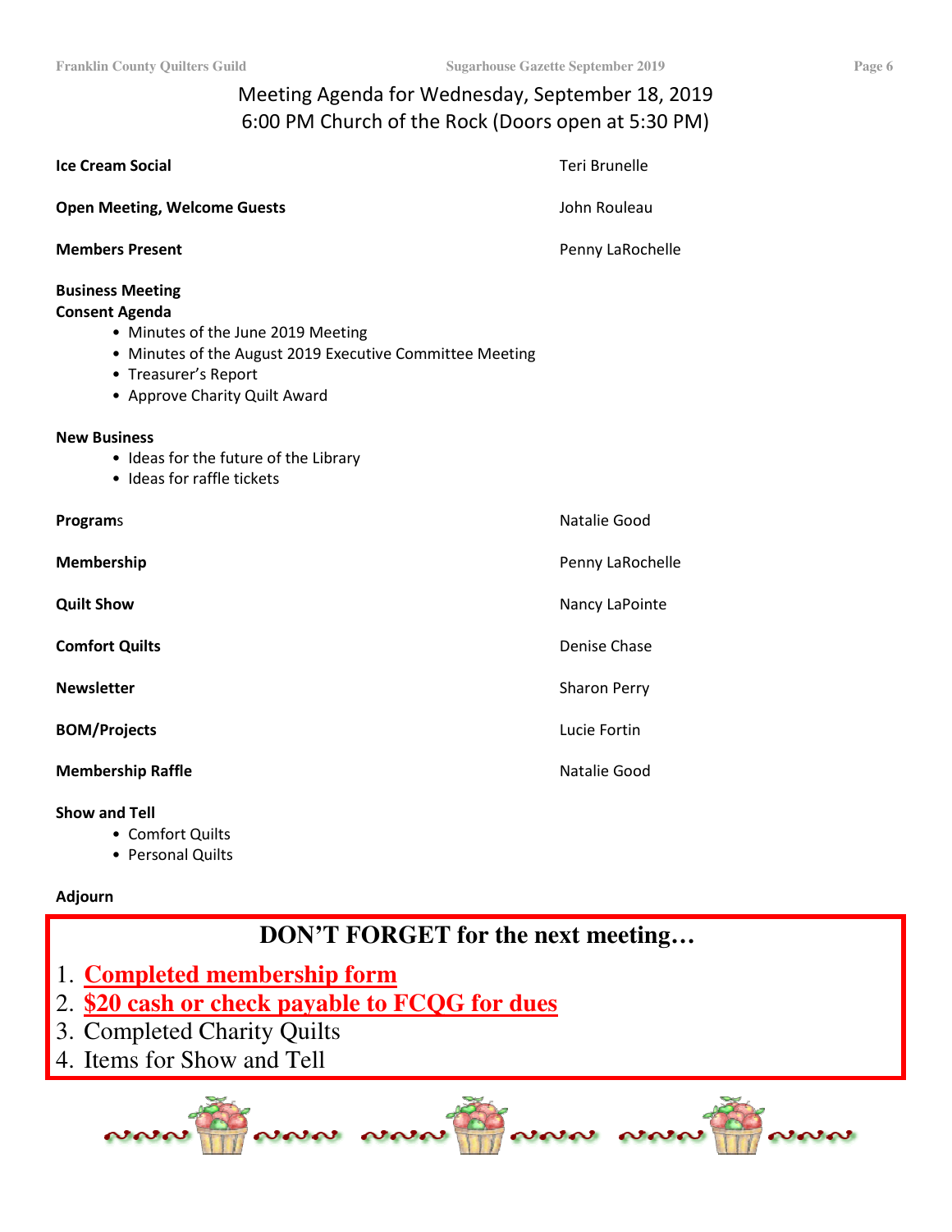# Meeting Agenda for Wednesday, September 18, 2019
## 6:00 PM Church of the Rock (Doors open at 5:30 PM)

| | |
|---|---|
| **Ice Cream Social** | Teri Brunelle |
| **Open Meeting, Welcome Guests** | John Rouleau |
| **Members Present** | Penny LaRochelle |

**Business Meeting**
**Consent Agenda**

- Minutes of the June 2019 Meeting
- Minutes of the August 2019 Executive Committee Meeting
- Treasurer's Report
- Approve Charity Quilt Award

**New Business**

- Ideas for the future of the Library
- Ideas for raffle tickets

| | |
|---|---|
| **Programs** | Natalie Good |
| **Membership** | Penny LaRochelle |
| **Quilt Show** | Nancy LaPointe |
| **Comfort Quilts** | Denise Chase |
| **Newsletter** | Sharon Perry |
| **BOM/Projects** | Lucie Fortin |
| **Membership Raffle** | Natalie Good |

**Show and Tell**

- Comfort Quilts
- Personal Quilts

**Adjourn**

## DON'T FORGET for the next meeting…

1. **Completed membership form**
2. **$20 cash or check payable to FCQG for dues**
3. Completed Charity Quilts
4. Items for Show and Tell